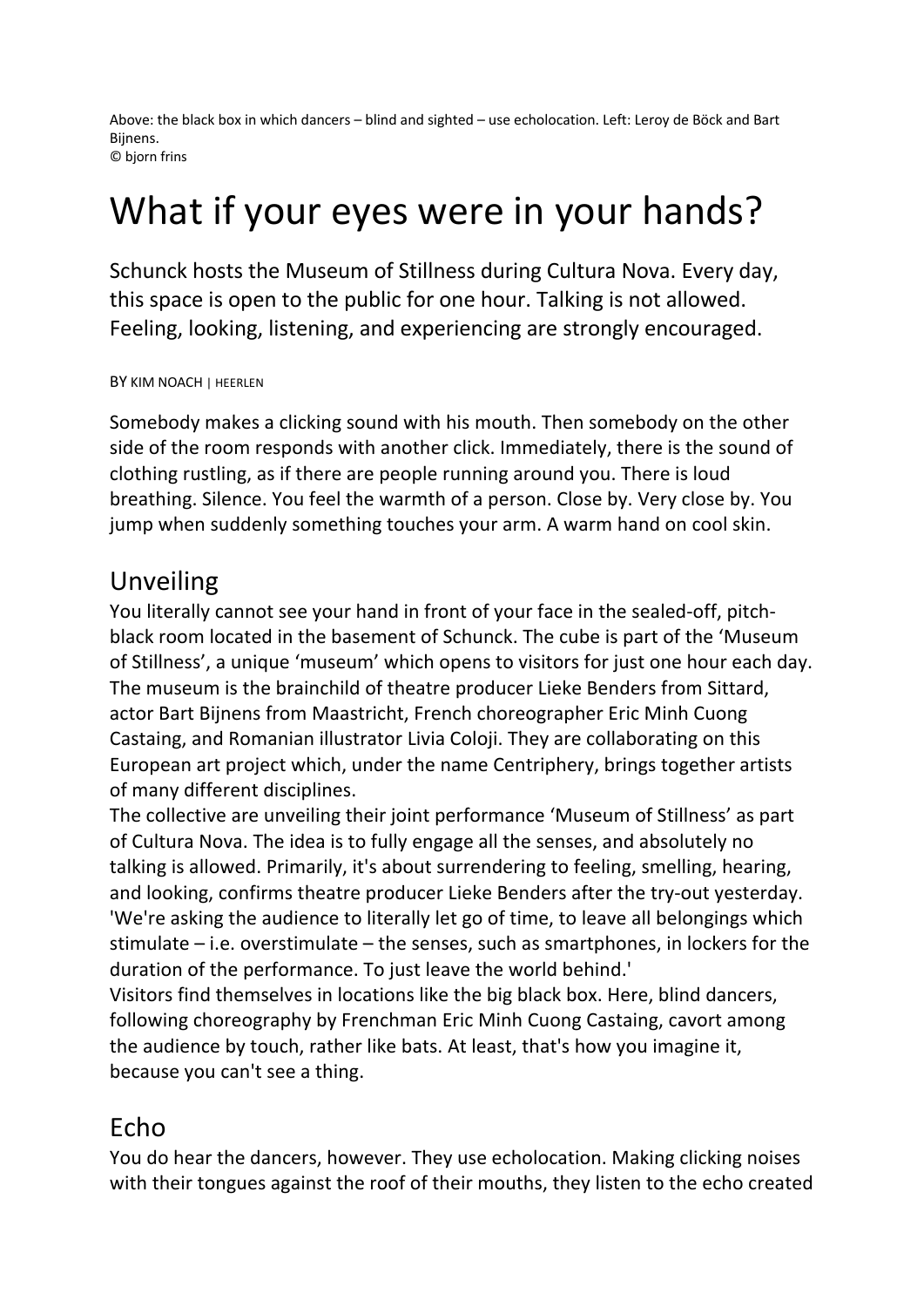Above: the black box in which dancers – blind and sighted – use echolocation. Left: Leroy de Böck and Bart Bijnens.
© bjorn frins

# What if your eyes were in your hands?

Schunck hosts the Museum of Stillness during Cultura Nova. Every day, this space is open to the public for one hour. Talking is not allowed. Feeling, looking, listening, and experiencing are strongly encouraged.

BY KIM NOACH | HEERLEN

Somebody makes a clicking sound with his mouth. Then somebody on the other side of the room responds with another click. Immediately, there is the sound of clothing rustling, as if there are people running around you. There is loud breathing. Silence. You feel the warmth of a person. Close by. Very close by. You jump when suddenly something touches your arm. A warm hand on cool skin.

## Unveiling

You literally cannot see your hand in front of your face in the sealed-off, pitch-black room located in the basement of Schunck. The cube is part of the 'Museum of Stillness', a unique 'museum' which opens to visitors for just one hour each day. The museum is the brainchild of theatre producer Lieke Benders from Sittard, actor Bart Bijnens from Maastricht, French choreographer Eric Minh Cuong Castaing, and Romanian illustrator Livia Coloji. They are collaborating on this European art project which, under the name Centriphery, brings together artists of many different disciplines.

The collective are unveiling their joint performance 'Museum of Stillness' as part of Cultura Nova. The idea is to fully engage all the senses, and absolutely no talking is allowed. Primarily, it's about surrendering to feeling, smelling, hearing, and looking, confirms theatre producer Lieke Benders after the try-out yesterday. 'We're asking the audience to literally let go of time, to leave all belongings which stimulate – i.e. overstimulate – the senses, such as smartphones, in lockers for the duration of the performance. To just leave the world behind.'

Visitors find themselves in locations like the big black box. Here, blind dancers, following choreography by Frenchman Eric Minh Cuong Castaing, cavort among the audience by touch, rather like bats. At least, that's how you imagine it, because you can't see a thing.

## Echo

You do hear the dancers, however. They use echolocation. Making clicking noises with their tongues against the roof of their mouths, they listen to the echo created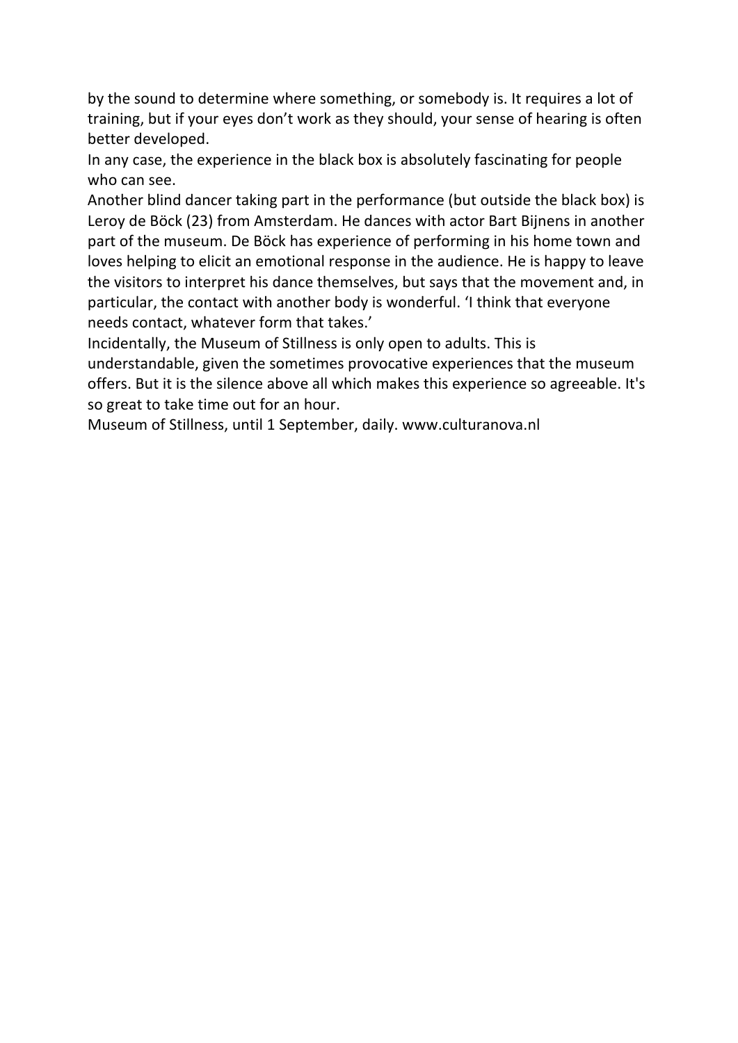by the sound to determine where something, or somebody is. It requires a lot of training, but if your eyes don't work as they should, your sense of hearing is often better developed.

In any case, the experience in the black box is absolutely fascinating for people who can see.

Another blind dancer taking part in the performance (but outside the black box) is Leroy de Böck (23) from Amsterdam. He dances with actor Bart Bijnens in another part of the museum. De Böck has experience of performing in his home town and loves helping to elicit an emotional response in the audience. He is happy to leave the visitors to interpret his dance themselves, but says that the movement and, in particular, the contact with another body is wonderful. 'I think that everyone needs contact, whatever form that takes.'

Incidentally, the Museum of Stillness is only open to adults. This is understandable, given the sometimes provocative experiences that the museum offers. But it is the silence above all which makes this experience so agreeable. It's so great to take time out for an hour.

Museum of Stillness, until 1 September, daily. www.culturanova.nl